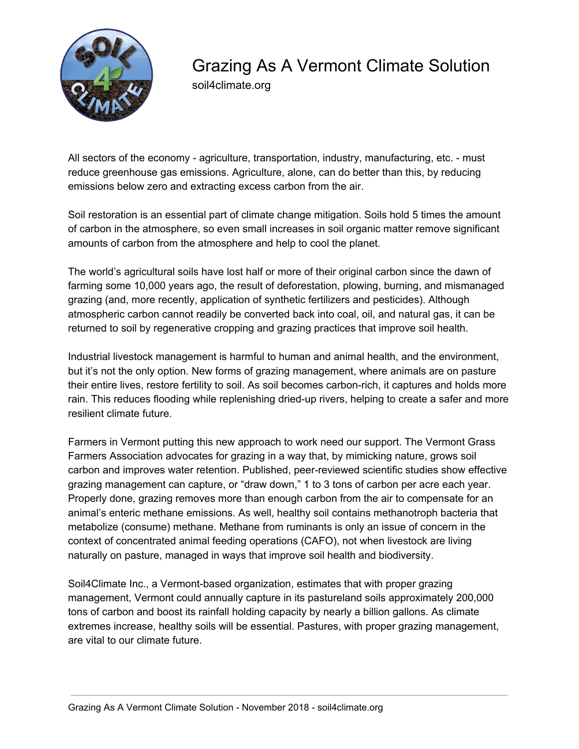# Grazing As A Vermont Climate Solution

soil4climate.org

All sectors of the economy - agriculture, transportation, industry, manufacturing, etc. - must reduce greenhouse gas emissions. Agriculture, alone, can do better than this, by reducing emissions below zero and extracting excess carbon from the air.

Soil restoration is an essential part of climate change mitigation. Soils hold 5 times the amount of carbon in the atmosphere, so even small increases in soil organic matter remove significant amounts of carbon from the atmosphere and help to cool the planet.

The world's agricultural soils have lost half or more of their original carbon since the dawn of farming some 10,000 years ago, the result of deforestation, plowing, burning, and mismanaged grazing (and, more recently, application of synthetic fertilizers and pesticides). Although atmospheric carbon cannot readily be converted back into coal, oil, and natural gas, it can be returned to soil by regenerative cropping and grazing practices that improve soil health.

Industrial livestock management is harmful to human and animal health, and the environment, but it's not the only option. New forms of grazing management, where animals are on pasture their entire lives, restore fertility to soil. As soil becomes carbon-rich, it captures and holds more rain. This reduces flooding while replenishing dried-up rivers, helping to create a safer and more resilient climate future.

Farmers in Vermont putting this new approach to work need our support. The Vermont Grass Farmers Association advocates for grazing in a way that, by mimicking nature, grows soil carbon and improves water retention. Published, peer-reviewed scientific studies show effective grazing management can capture, or "draw down," 1 to 3 tons of carbon per acre each year. Properly done, grazing removes more than enough carbon from the air to compensate for an animal's enteric methane emissions. As well, healthy soil contains methanotroph bacteria that metabolize (consume) methane. Methane from ruminants is only an issue of concern in the context of concentrated animal feeding operations (CAFO), not when livestock are living naturally on pasture, managed in ways that improve soil health and biodiversity.

Soil4Climate Inc., a Vermont-based organization, estimates that with proper grazing management, Vermont could annually capture in its pastureland soils approximately 200,000 tons of carbon and boost its rainfall holding capacity by nearly a billion gallons. As climate extremes increase, healthy soils will be essential. Pastures, with proper grazing management, are vital to our climate future.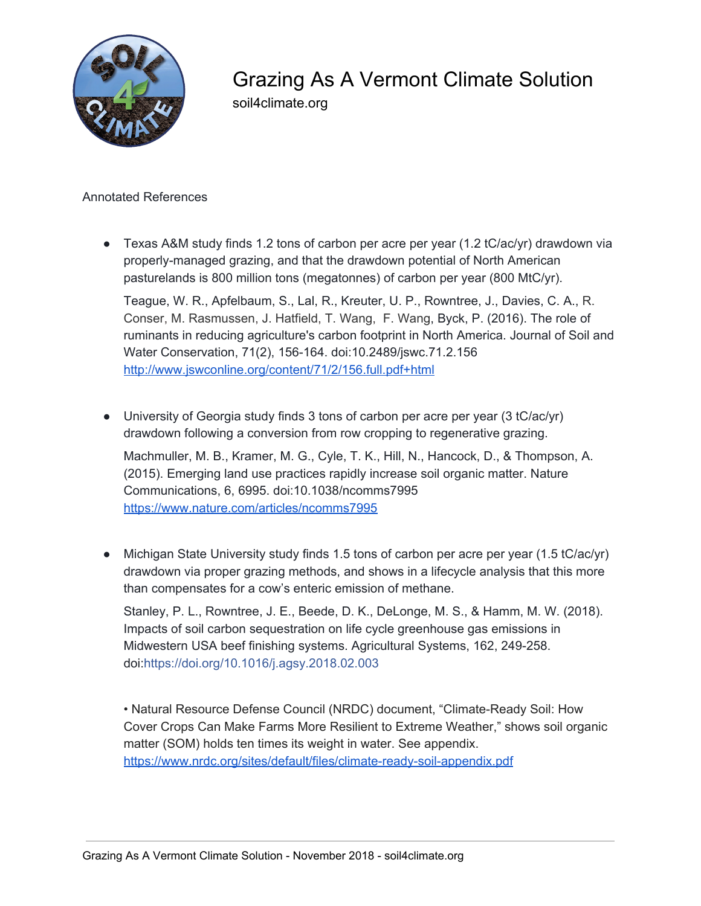# Grazing As A Vermont Climate Solution

soil4climate.org

Annotated References

- Texas A&M study finds 1.2 tons of carbon per acre per year (1.2 tC/ac/yr) drawdown via properly-managed grazing, and that the drawdown potential of North American pasturelands is 800 million tons (megatonnes) of carbon per year (800 MtC/yr).

  Teague, W. R., Apfelbaum, S., Lal, R., Kreuter, U. P., Rowntree, J., Davies, C. A., R. Conser, M. Rasmussen, J. Hatfield, T. Wang, F. Wang, Byck, P. (2016). The role of ruminants in reducing agriculture's carbon footprint in North America. Journal of Soil and Water Conservation, 71(2), 156-164. doi:10.2489/jswc.71.2.156 http://www.jswconline.org/content/71/2/156.full.pdf+html

- University of Georgia study finds 3 tons of carbon per acre per year (3 tC/ac/yr) drawdown following a conversion from row cropping to regenerative grazing.

  Machmuller, M. B., Kramer, M. G., Cyle, T. K., Hill, N., Hancock, D., & Thompson, A. (2015). Emerging land use practices rapidly increase soil organic matter. Nature Communications, 6, 6995. doi:10.1038/ncomms7995 https://www.nature.com/articles/ncomms7995

- Michigan State University study finds 1.5 tons of carbon per acre per year (1.5 tC/ac/yr) drawdown via proper grazing methods, and shows in a lifecycle analysis that this more than compensates for a cow's enteric emission of methane.

  Stanley, P. L., Rowntree, J. E., Beede, D. K., DeLonge, M. S., & Hamm, M. W. (2018). Impacts of soil carbon sequestration on life cycle greenhouse gas emissions in Midwestern USA beef finishing systems. Agricultural Systems, 162, 249-258. doi:https://doi.org/10.1016/j.agsy.2018.02.003

- Natural Resource Defense Council (NRDC) document, "Climate-Ready Soil: How Cover Crops Can Make Farms More Resilient to Extreme Weather," shows soil organic matter (SOM) holds ten times its weight in water. See appendix. https://www.nrdc.org/sites/default/files/climate-ready-soil-appendix.pdf